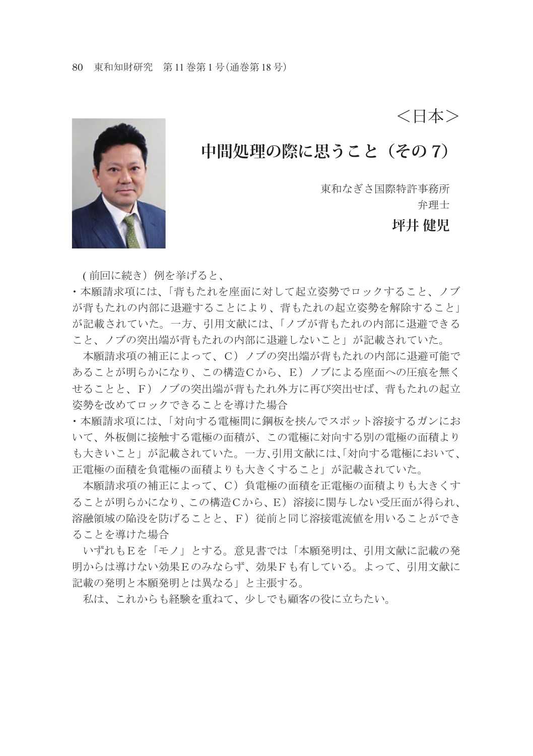＜日本＞

# 中間処理の際に思うこと（その7）

東和なぎさ国際特許事務所
弁理士
**坪井 健児**

(前回に続き）例を挙げると、

・本願請求項には、「背もたれを座面に対して起立姿勢でロックすること、ノブが背もたれの内部に退避することにより、背もたれの起立姿勢を解除すること」が記載されていた。一方、引用文献には、「ノブが背もたれの内部に退避できること、ノブの突出端が背もたれの内部に退避しないこと」が記載されていた。

本願請求項の補正によって、C）ノブの突出端が背もたれの内部に退避可能であることが明らかになり、この構造Cから、E）ノブによる座面への圧痕を無くせることと、F）ノブの突出端が背もたれ外方に再び突出せば、背もたれの起立姿勢を改めてロックできることを導けた場合

・本願請求項には、「対向する電極間に鋼板を挟んでスポット溶接するガンにおいて、外板側に接触する電極の面積が、この電極に対向する別の電極の面積よりも大きいこと」が記載されていた。一方、引用文献には、「対向する電極において、正電極の面積を負電極の面積よりも大きくすること」が記載されていた。

本願請求項の補正によって、C）負電極の面積を正電極の面積よりも大きくすることが明らかになり、この構造Cから、E）溶接に関与しない受圧面が得られ、溶融領域の陥没を防げることと、F）従前と同じ溶接電流値を用いることができることを導けた場合

いずれもEを「モノ」とする。意見書では「本願発明は、引用文献に記載の発明からは導けない効果Eのみならず、効果Fも有している。よって、引用文献に記載の発明と本願発明とは異なる」と主張する。

私は、これからも経験を重ねて、少しでも顧客の役に立ちたい。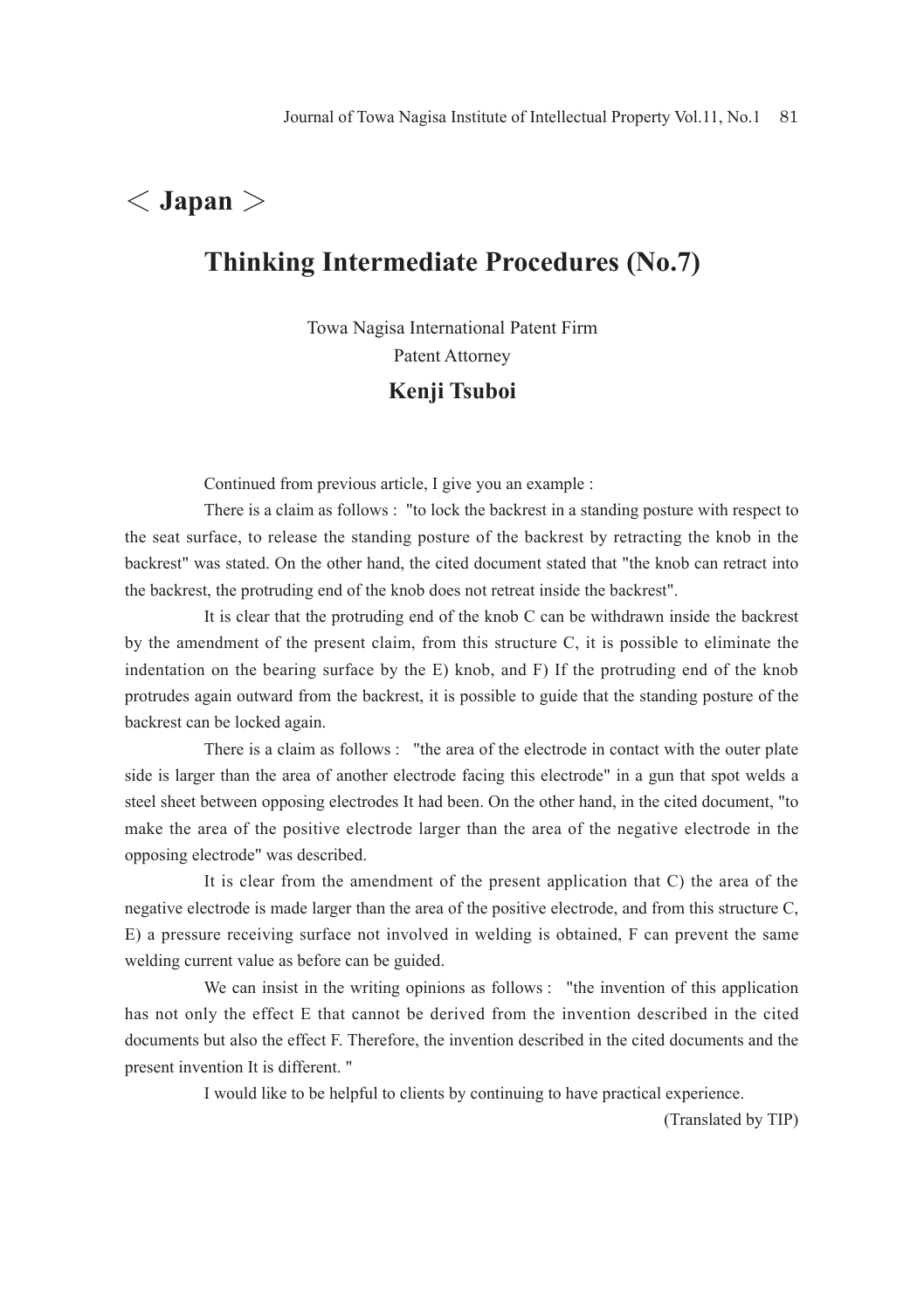# < Japan >

## Thinking Intermediate Procedures (No.7)

Towa Nagisa International Patent Firm
Patent Attorney
**Kenji Tsuboi**

Continued from previous article, I give you an example :

There is a claim as follows : "to lock the backrest in a standing posture with respect to the seat surface, to release the standing posture of the backrest by retracting the knob in the backrest" was stated. On the other hand, the cited document stated that "the knob can retract into the backrest, the protruding end of the knob does not retreat inside the backrest".

It is clear that the protruding end of the knob C can be withdrawn inside the backrest by the amendment of the present claim, from this structure C, it is possible to eliminate the indentation on the bearing surface by the E) knob, and F) If the protruding end of the knob protrudes again outward from the backrest, it is possible to guide that the standing posture of the backrest can be locked again.

There is a claim as follows : "the area of the electrode in contact with the outer plate side is larger than the area of another electrode facing this electrode" in a gun that spot welds a steel sheet between opposing electrodes It had been. On the other hand, in the cited document, "to make the area of the positive electrode larger than the area of the negative electrode in the opposing electrode" was described.

It is clear from the amendment of the present application that C) the area of the negative electrode is made larger than the area of the positive electrode, and from this structure C, E) a pressure receiving surface not involved in welding is obtained, F can prevent the same welding current value as before can be guided.

We can insist in the writing opinions as follows : "the invention of this application has not only the effect E that cannot be derived from the invention described in the cited documents but also the effect F. Therefore, the invention described in the cited documents and the present invention It is different. "

I would like to be helpful to clients by continuing to have practical experience.

(Translated by TIP)